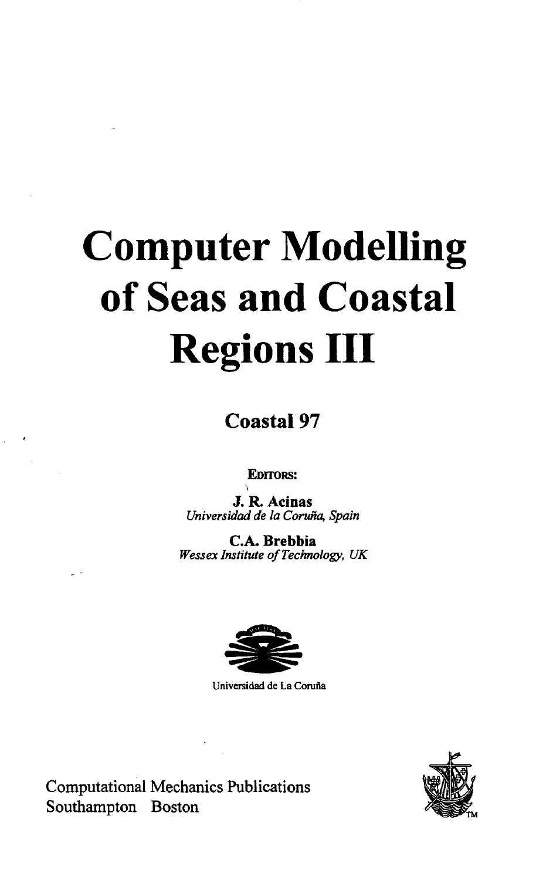# Computer Modelling of Seas and Coastal Regions III

## Coastal 97

EDITORS:

**J. R. Acinas**
*Universidad de la Coruña, Spain*

**C.A. Brebbia**
*Wessex Institute of Technology, UK*

Universidad de La Coruña

Computational Mechanics Publications
Southampton Boston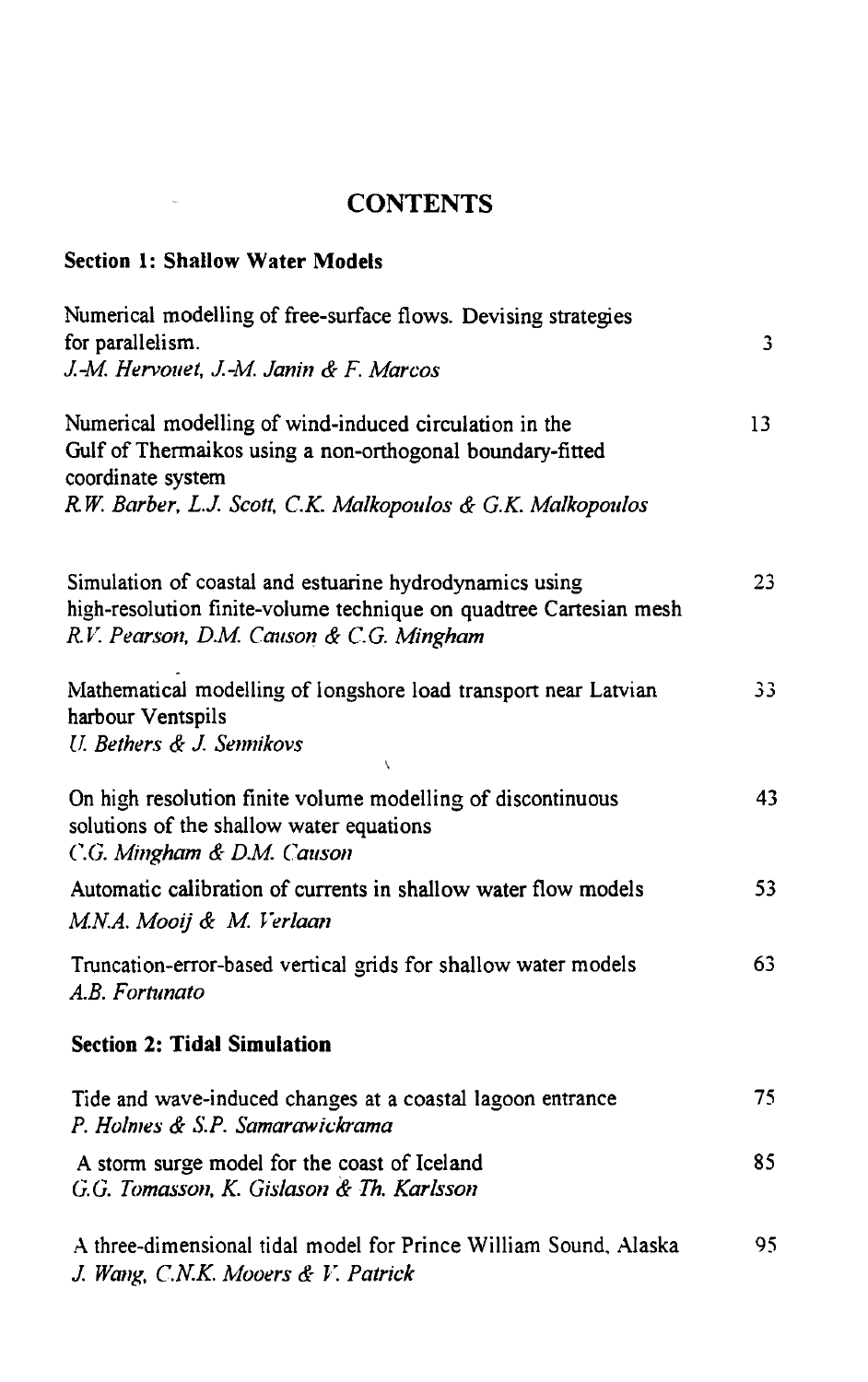# CONTENTS

## Section 1: Shallow Water Models

Numerical modelling of free-surface flows. Devising strategies for parallelism. 3
*J.-M. Hervouet, J.-M. Janin & F. Marcos*

Numerical modelling of wind-induced circulation in the Gulf of Thermaikos using a non-orthogonal boundary-fitted coordinate system 13
*R.W. Barber, L.J. Scott, C.K. Malkopoulos & G.K. Malkopoulos*

Simulation of coastal and estuarine hydrodynamics using high-resolution finite-volume technique on quadtree Cartesian mesh 23
*R.V. Pearson, D.M. Causon & C.G. Mingham*

Mathematical modelling of longshore load transport near Latvian harbour Ventspils 33
*U. Bethers & J. Sennikovs*

On high resolution finite volume modelling of discontinuous solutions of the shallow water equations 43
*C.G. Mingham & D.M. Causon*

Automatic calibration of currents in shallow water flow models 53
*M.N.A. Mooij & M. Verlaan*

Truncation-error-based vertical grids for shallow water models 63
*A.B. Fortunato*

## Section 2: Tidal Simulation

Tide and wave-induced changes at a coastal lagoon entrance 75
*P. Holmes & S.P. Samarawickrama*

A storm surge model for the coast of Iceland 85
*G.G. Tomasson, K. Gislason & Th. Karlsson*

A three-dimensional tidal model for Prince William Sound, Alaska 95
*J. Wang, C.N.K. Mooers & V. Patrick*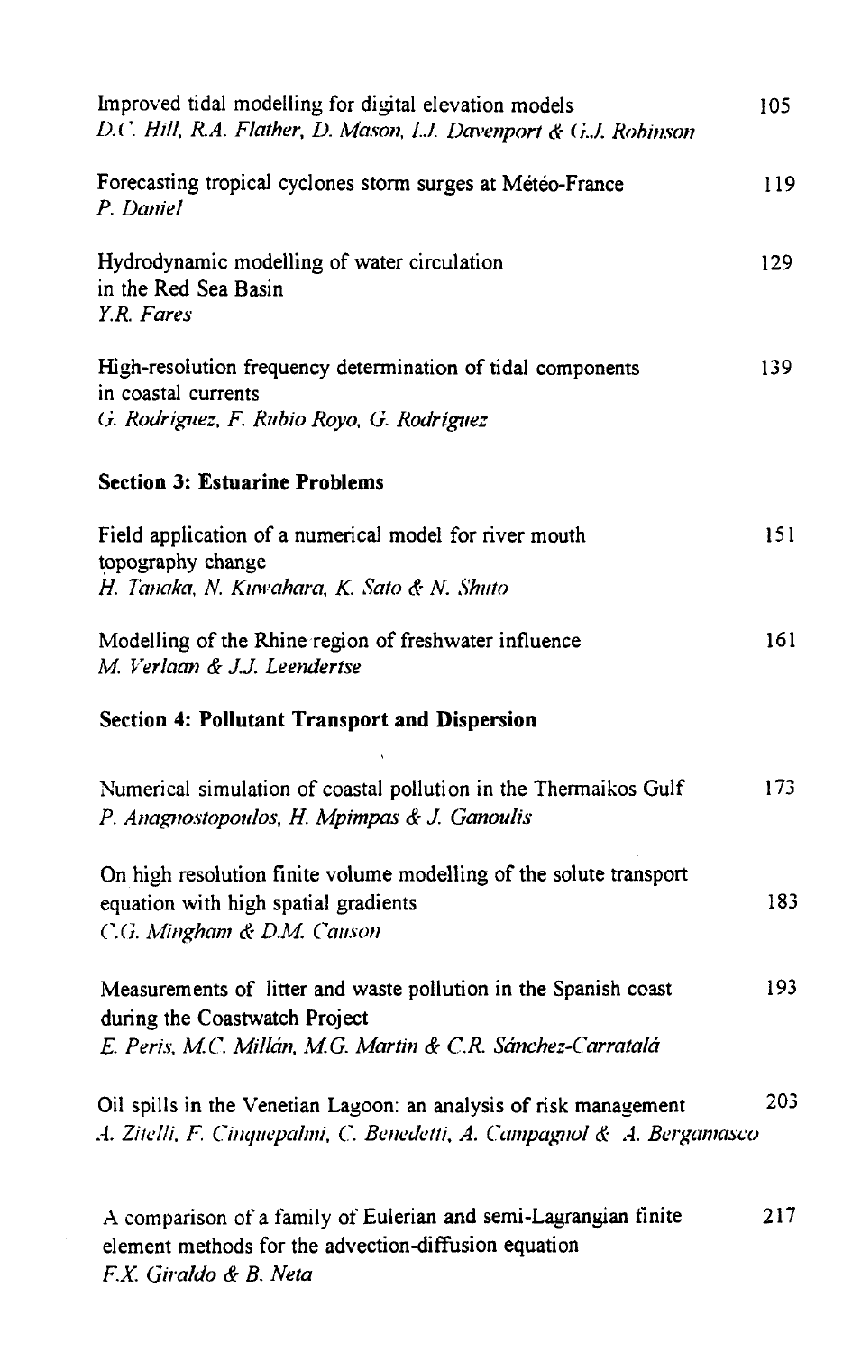Improved tidal modelling for digital elevation models 105
*D.C. Hill, R.A. Flather, D. Mason, I.J. Davenport & G.J. Robinson*

Forecasting tropical cyclones storm surges at Météo-France 119
*P. Daniel*

Hydrodynamic modelling of water circulation in the Red Sea Basin 129
*Y.R. Fares*

High-resolution frequency determination of tidal components in coastal currents 139
*G. Rodriguez, F. Rubio Royo, G. Rodriguez*

## Section 3: Estuarine Problems

Field application of a numerical model for river mouth topography change 151
*H. Tanaka, N. Kuwahara, K. Sato & N. Shuto*

Modelling of the Rhine region of freshwater influence 161
*M. Verlaan & J.J. Leendertse*

## Section 4: Pollutant Transport and Dispersion

Numerical simulation of coastal pollution in the Thermaikos Gulf 173
*P. Anagnostopoulos, H. Mpimpas & J. Ganoulis*

On high resolution finite volume modelling of the solute transport equation with high spatial gradients 183
*C.G. Mingham & D.M. Causon*

Measurements of litter and waste pollution in the Spanish coast during the Coastwatch Project 193
*E. Peris, M.C. Millán, M.G. Martin & C.R. Sánchez-Carratalá*

Oil spills in the Venetian Lagoon: an analysis of risk management 203
*A. Zitelli, F. Cinquepalmi, C. Benedetti, A. Campagnol & A. Bergamasco*

A comparison of a family of Eulerian and semi-Lagrangian finite element methods for the advection-diffusion equation 217
*F.X. Giraldo & B. Neta*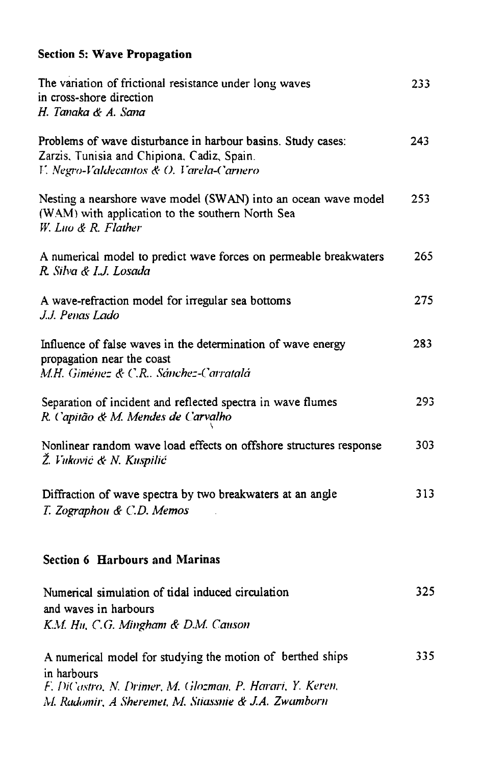## Section 5: Wave Propagation

The variation of frictional resistance under long waves in cross-shore direction 233
*H. Tanaka & A. Sana*

Problems of wave disturbance in harbour basins. Study cases: Zarzis, Tunisia and Chipiona, Cadiz, Spain. 243
*V. Negro-Valdecantos & O. Varela-Carnero*

Nesting a nearshore wave model (SWAN) into an ocean wave model (WAM) with application to the southern North Sea 253
*W. Luo & R. Flather*

A numerical model to predict wave forces on permeable breakwaters 265
*R. Silva & I.J. Losada*

A wave-refraction model for irregular sea bottoms 275
*J.J. Penas Lado*

Influence of false waves in the determination of wave energy propagation near the coast 283
*M.H. Giménez & C.R. Sánchez-Carratalá*

Separation of incident and reflected spectra in wave flumes 293
*R. Capitão & M. Mendes de Carvalho*

Nonlinear random wave load effects on offshore structures response 303
*Ž. Vuković & N. Kuspilić*

Diffraction of wave spectra by two breakwaters at an angle 313
*T. Zographou & C.D. Memos*

## Section 6 Harbours and Marinas

Numerical simulation of tidal induced circulation and waves in harbours 325
*K.M. Hu, C.G. Mingham & D.M. Causon*

A numerical model for studying the motion of berthed ships in harbours 335
*F. DiCastro, N. Drimer, M. Glozman, P. Harari, Y. Keren, M. Radomir, A Sheremet, M. Stiassnie & J.A. Zwamborn*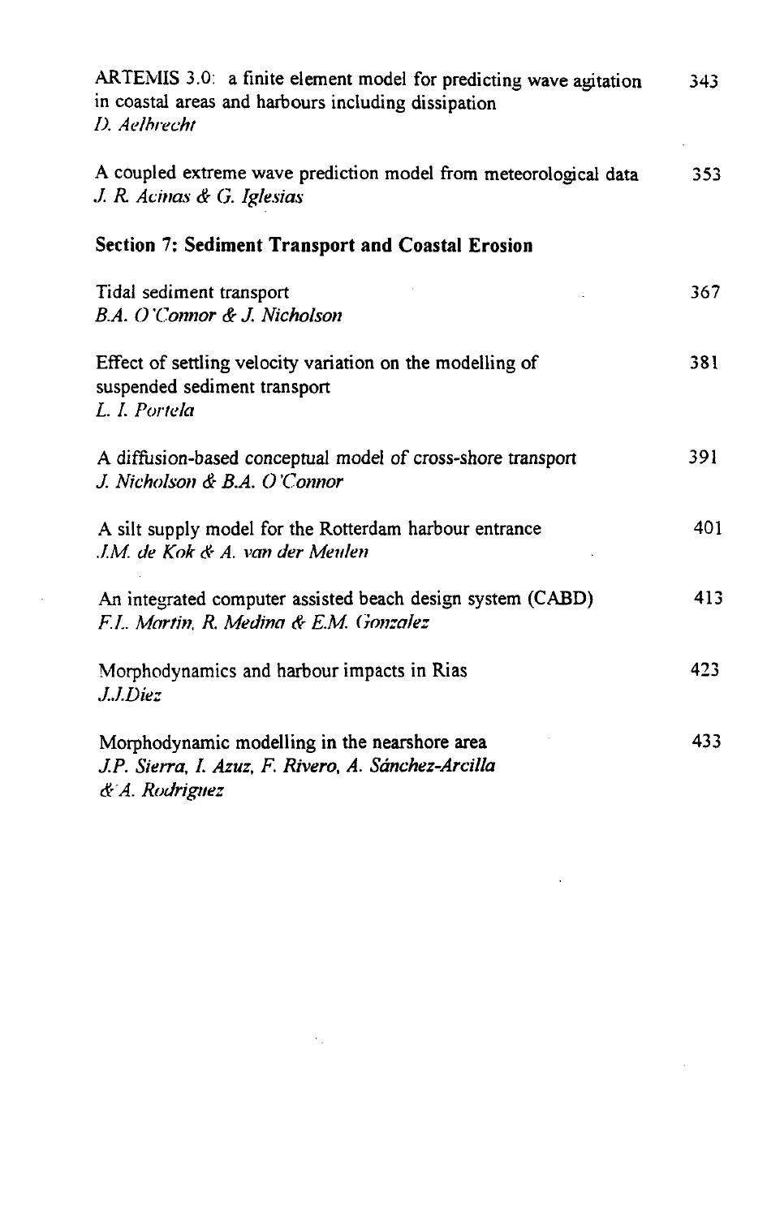ARTEMIS 3.0: a finite element model for predicting wave agitation in coastal areas and harbours including dissipation 343
*D. Aelbrecht*

A coupled extreme wave prediction model from meteorological data 353
*J. R. Acinas & G. Iglesias*

## Section 7: Sediment Transport and Coastal Erosion

Tidal sediment transport 367
*B.A. O'Connor & J. Nicholson*

Effect of settling velocity variation on the modelling of suspended sediment transport 381
*L. I. Portela*

A diffusion-based conceptual model of cross-shore transport 391
*J. Nicholson & B.A. O'Connor*

A silt supply model for the Rotterdam harbour entrance 401
*J.M. de Kok & A. van der Meulen*

An integrated computer assisted beach design system (CABD) 413
*F.L. Martin, R. Medina & E.M. Gonzalez*

Morphodynamics and harbour impacts in Rias 423
*J.J.Diez*

Morphodynamic modelling in the nearshore area 433
*J.P. Sierra, I. Azuz, F. Rivero, A. Sánchez-Arcilla & A. Rodriguez*